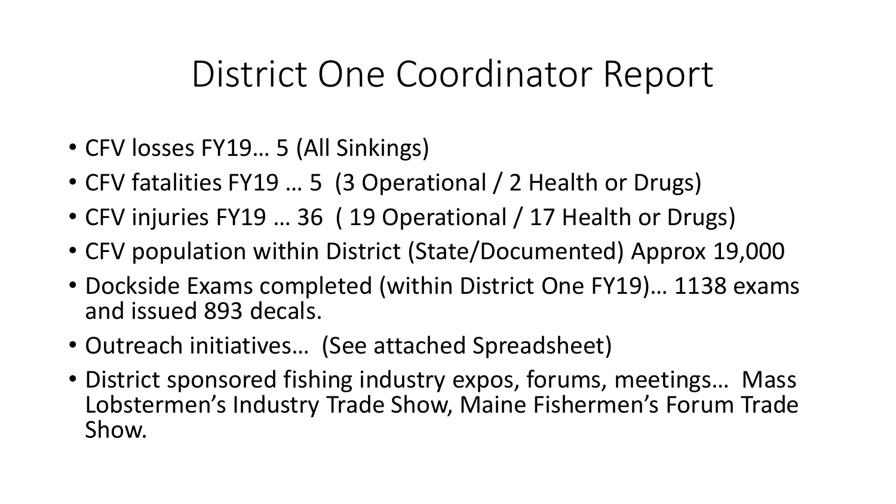# District One Coordinator Report

- CFV losses FY19… 5 (All Sinkings)
- CFV fatalities FY19 … 5 (3 Operational / 2 Health or Drugs)
- CFV injuries FY19 … 36 ( 19 Operational / 17 Health or Drugs)
- CFV population within District (State/Documented) Approx 19,000
- Dockside Exams completed (within District One FY19)… 1138 exams and issued 893 decals.
- Outreach initiatives… (See attached Spreadsheet)
- District sponsored fishing industry expos, forums, meetings… Mass Lobstermen's Industry Trade Show, Maine Fishermen's Forum Trade Show.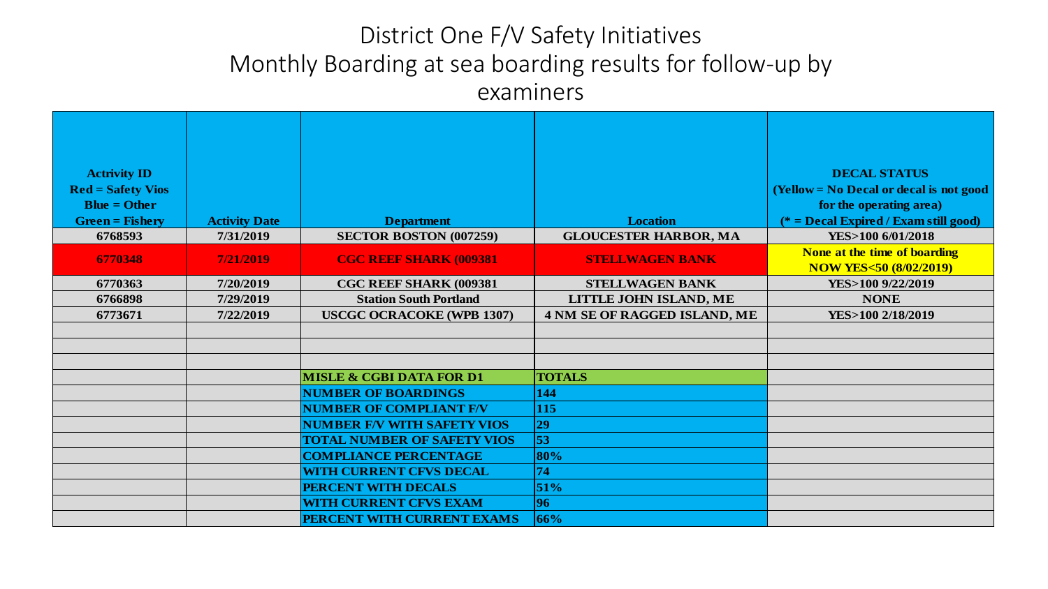# District One F/V Safety Initiatives
## Monthly Boarding at sea boarding results for follow-up by examiners

| Acrtivity ID<br>Red = Safety Vios<br>Blue = Other<br>Green = Fishery | Activity Date | Department | Location | DECAL STATUS<br>(Yellow = No Decal or decal is not good for the operating area)<br>(* = Decal Expired / Exam still good) |
|---|---|---|---|---|
| 6768593 | 7/31/2019 | SECTOR BOSTON (007259) | GLOUCESTER HARBOR, MA | YES>100 6/01/2018 |
| 6770348 | 7/21/2019 | CGC REEF SHARK (009381 | STELLWAGEN BANK | None at the time of boarding<br>NOW YES<50 (8/02/2019) |
| 6770363 | 7/20/2019 | CGC REEF SHARK (009381 | STELLWAGEN BANK | YES>100 9/22/2019 |
| 6766898 | 7/29/2019 | Station South Portland | LITTLE JOHN ISLAND, ME | NONE |
| 6773671 | 7/22/2019 | USCGC OCRACOKE (WPB 1307) | 4 NM SE OF RAGGED ISLAND, ME | YES>100 2/18/2019 |
| | | | | |
| | | | | |
| | | | | |
| | | MISLE & CGBI DATA FOR D1 | TOTALS | |
| | | NUMBER OF BOARDINGS | 144 | |
| | | NUMBER OF COMPLIANT F/V | 115 | |
| | | NUMBER F/V WITH SAFETY VIOS | 29 | |
| | | TOTAL NUMBER OF SAFETY VIOS | 53 | |
| | | COMPLIANCE PERCENTAGE | 80% | |
| | | WITH CURRENT CFVS DECAL | 74 | |
| | | PERCENT WITH DECALS | 51% | |
| | | WITH CURRENT CFVS EXAM | 96 | |
| | | PERCENT WITH CURRENT EXAMS | 66% | |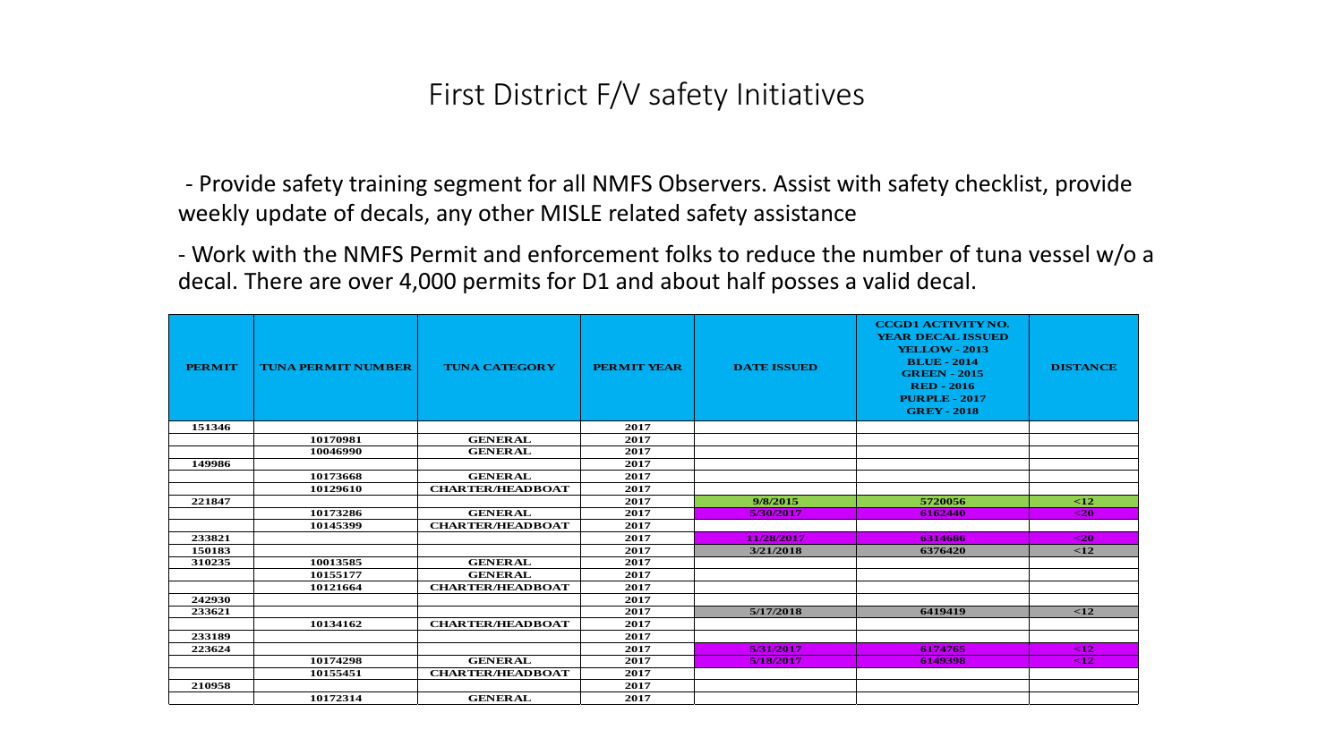# First District F/V safety Initiatives

- Provide safety training segment for all NMFS Observers. Assist with safety checklist, provide weekly update of decals, any other MISLE related safety assistance

- Work with the NMFS Permit and enforcement folks to reduce the number of tuna vessel w/o a decal. There are over 4,000 permits for D1 and about half posses a valid decal.

| PERMIT | TUNA PERMIT NUMBER | TUNA CATEGORY | PERMIT YEAR | DATE ISSUED | CCGD1 ACTIVITY NO. YEAR DECAL ISSUED YELLOW - 2013 BLUE - 2014 GREEN - 2015 RED - 2016 PURPLE - 2017 GREY - 2018 | DISTANCE |
|---|---|---|---|---|---|---|
| 151346 | | | 2017 | | | |
| | 10170981 | GENERAL | 2017 | | | |
| | 10046990 | GENERAL | 2017 | | | |
| 149986 | | | 2017 | | | |
| | 10173668 | GENERAL | 2017 | | | |
| | 10129610 | CHARTER/HEADBOAT | 2017 | | | |
| 221847 | | | 2017 | 9/8/2015 | 5720056 | <12 |
| | 10173286 | GENERAL | 2017 | 5/30/2017 | 6162440 | <20 |
| | 10145399 | CHARTER/HEADBOAT | 2017 | | | |
| 233821 | | | 2017 | 11/28/2017 | 6314686 | <20 |
| 150183 | | | 2017 | 3/21/2018 | 6376420 | <12 |
| 310235 | 10013585 | GENERAL | 2017 | | | |
| | 10155177 | GENERAL | 2017 | | | |
| | 10121664 | CHARTER/HEADBOAT | 2017 | | | |
| 242930 | | | 2017 | | | |
| 233621 | | | 2017 | 5/17/2018 | 6419419 | <12 |
| | 10134162 | CHARTER/HEADBOAT | 2017 | | | |
| 233189 | | | 2017 | | | |
| 223624 | | | 2017 | 5/31/2017 | 6174765 | <12 |
| | 10174298 | GENERAL | 2017 | 5/18/2017 | 6149398 | <12 |
| | 10155451 | CHARTER/HEADBOAT | 2017 | | | |
| 210958 | | | 2017 | | | |
| | 10172314 | GENERAL | 2017 | | | |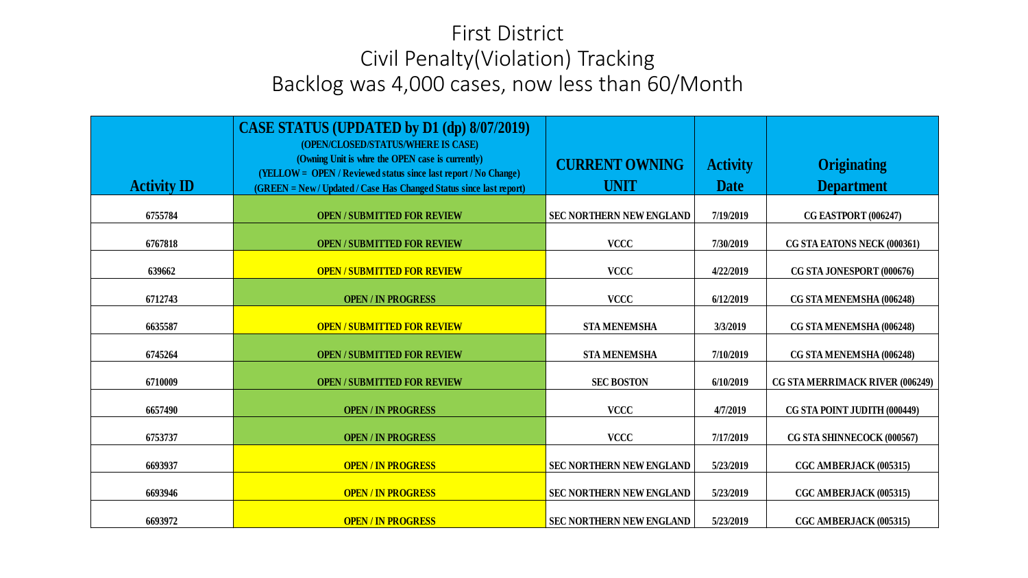# First District
## Civil Penalty(Violation) Tracking
## Backlog was 4,000 cases, now less than 60/Month

| Activity ID | CASE STATUS (UPDATED by D1 (dp) 8/07/2019) (OPEN/CLOSED/STATUS/WHERE IS CASE) (Owning Unit is whre the OPEN case is currently) (YELLOW = OPEN / Reviewed status since last report / No Change) (GREEN = New / Updated / Case Has Changed Status since last report) | CURRENT OWNING UNIT | Activity Date | Originating Department |
|---|---|---|---|---|
| 6755784 | OPEN / SUBMITTED FOR REVIEW | SEC NORTHERN NEW ENGLAND | 7/19/2019 | CG EASTPORT (006247) |
| 6767818 | OPEN / SUBMITTED FOR REVIEW | VCCC | 7/30/2019 | CG STA EATONS NECK (000361) |
| 639662 | OPEN / SUBMITTED FOR REVIEW | VCCC | 4/22/2019 | CG STA JONESPORT (000676) |
| 6712743 | OPEN / IN PROGRESS | VCCC | 6/12/2019 | CG STA MENEMSHA (006248) |
| 6635587 | OPEN / SUBMITTED FOR REVIEW | STA MENEMSHA | 3/3/2019 | CG STA MENEMSHA (006248) |
| 6745264 | OPEN / SUBMITTED FOR REVIEW | STA MENEMSHA | 7/10/2019 | CG STA MENEMSHA (006248) |
| 6710009 | OPEN / SUBMITTED FOR REVIEW | SEC BOSTON | 6/10/2019 | CG STA MERRIMACK RIVER (006249) |
| 6657490 | OPEN / IN PROGRESS | VCCC | 4/7/2019 | CG STA POINT JUDITH (000449) |
| 6753737 | OPEN / IN PROGRESS | VCCC | 7/17/2019 | CG STA SHINNECOCK (000567) |
| 6693937 | OPEN / IN PROGRESS | SEC NORTHERN NEW ENGLAND | 5/23/2019 | CGC AMBERJACK (005315) |
| 6693946 | OPEN / IN PROGRESS | SEC NORTHERN NEW ENGLAND | 5/23/2019 | CGC AMBERJACK (005315) |
| 6693972 | OPEN / IN PROGRESS | SEC NORTHERN NEW ENGLAND | 5/23/2019 | CGC AMBERJACK (005315) |